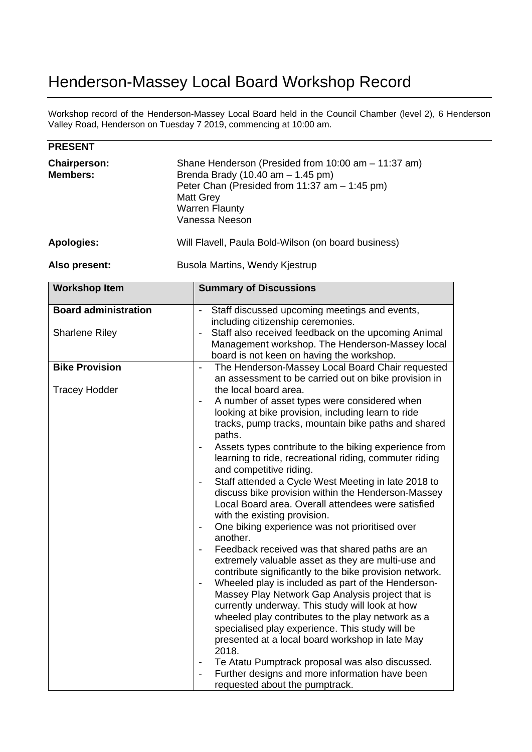# Henderson-Massey Local Board Workshop Record

Workshop record of the Henderson-Massey Local Board held in the Council Chamber (level 2), 6 Henderson Valley Road, Henderson on Tuesday 7 2019, commencing at 10:00 am.

**PRESENT**

| | |
|---|---|
| **Chairperson:** | Shane Henderson (Presided from 10:00 am – 11:37 am) |
| **Members:** | Brenda Brady (10.40 am – 1.45 pm)<br>Peter Chan (Presided from 11:37 am – 1:45 pm)<br>Matt Grey<br>Warren Flaunty<br>Vanessa Neeson |
| **Apologies:** | Will Flavell, Paula Bold-Wilson (on board business) |
| **Also present:** | Busola Martins, Wendy Kjestrup |

| Workshop Item | Summary of Discussions |
|---|---|
| **Board administration**<br><br>Sharlene Riley | - Staff discussed upcoming meetings and events, including citizenship ceremonies.<br>- Staff also received feedback on the upcoming Animal Management workshop. The Henderson-Massey local board is not keen on having the workshop. |
| **Bike Provision**<br><br>Tracey Hodder | - The Henderson-Massey Local Board Chair requested an assessment to be carried out on bike provision in the local board area.<br>- A number of asset types were considered when looking at bike provision, including learn to ride tracks, pump tracks, mountain bike paths and shared paths.<br>- Assets types contribute to the biking experience from learning to ride, recreational riding, commuter riding and competitive riding.<br>- Staff attended a Cycle West Meeting in late 2018 to discuss bike provision within the Henderson-Massey Local Board area. Overall attendees were satisfied with the existing provision.<br>- One biking experience was not prioritised over another.<br>- Feedback received was that shared paths are an extremely valuable asset as they are multi-use and contribute significantly to the bike provision network.<br>- Wheeled play is included as part of the Henderson-Massey Play Network Gap Analysis project that is currently underway. This study will look at how wheeled play contributes to the play network as a specialised play experience. This study will be presented at a local board workshop in late May 2018.<br>- Te Atatu Pumptrack proposal was also discussed.<br>- Further designs and more information have been requested about the pumptrack. |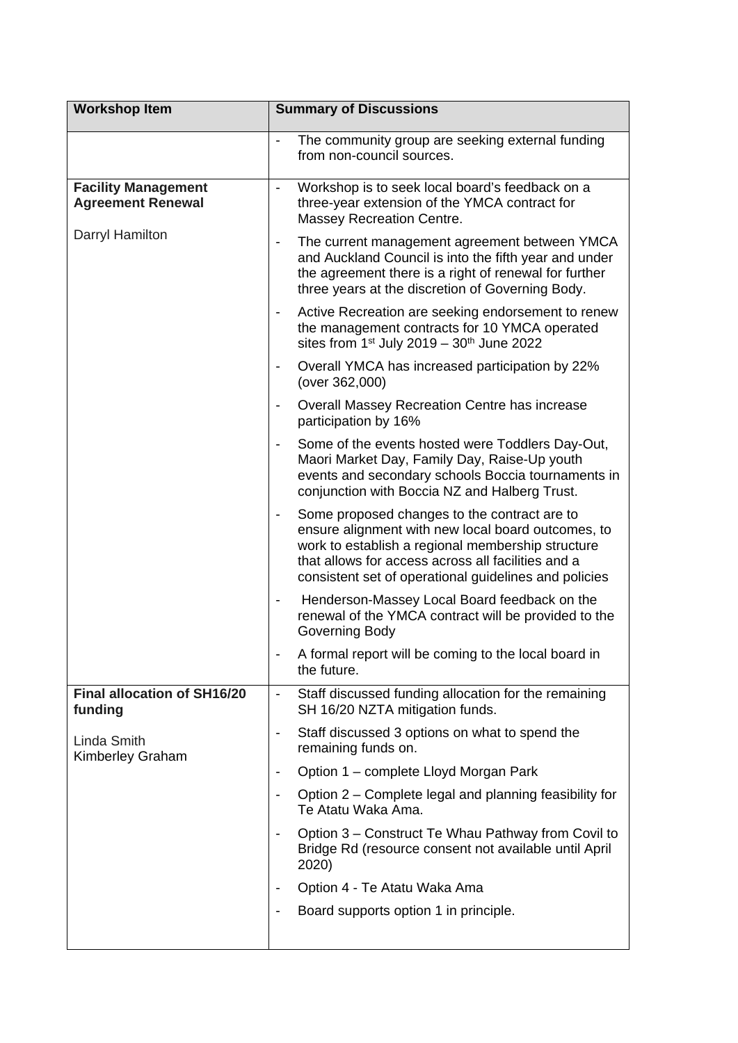| Workshop Item | Summary of Discussions |
|---|---|
| | - The community group are seeking external funding from non-council sources. |
| **Facility Management Agreement Renewal**<br><br>Darryl Hamilton | - Workshop is to seek local board's feedback on a three-year extension of the YMCA contract for Massey Recreation Centre.<br>- The current management agreement between YMCA and Auckland Council is into the fifth year and under the agreement there is a right of renewal for further three years at the discretion of Governing Body.<br>- Active Recreation are seeking endorsement to renew the management contracts for 10 YMCA operated sites from 1st July 2019 – 30th June 2022<br>- Overall YMCA has increased participation by 22% (over 362,000)<br>- Overall Massey Recreation Centre has increase participation by 16%<br>- Some of the events hosted were Toddlers Day-Out, Maori Market Day, Family Day, Raise-Up youth events and secondary schools Boccia tournaments in conjunction with Boccia NZ and Halberg Trust.<br>- Some proposed changes to the contract are to ensure alignment with new local board outcomes, to work to establish a regional membership structure that allows for access across all facilities and a consistent set of operational guidelines and policies<br>- Henderson-Massey Local Board feedback on the renewal of the YMCA contract will be provided to the Governing Body<br>- A formal report will be coming to the local board in the future. |
| **Final allocation of SH16/20 funding**<br><br>Linda Smith<br>Kimberley Graham | - Staff discussed funding allocation for the remaining SH 16/20 NZTA mitigation funds.<br>- Staff discussed 3 options on what to spend the remaining funds on.<br>- Option 1 – complete Lloyd Morgan Park<br>- Option 2 – Complete legal and planning feasibility for Te Atatu Waka Ama.<br>- Option 3 – Construct Te Whau Pathway from Covil to Bridge Rd (resource consent not available until April 2020)<br>- Option 4 - Te Atatu Waka Ama<br>- Board supports option 1 in principle. |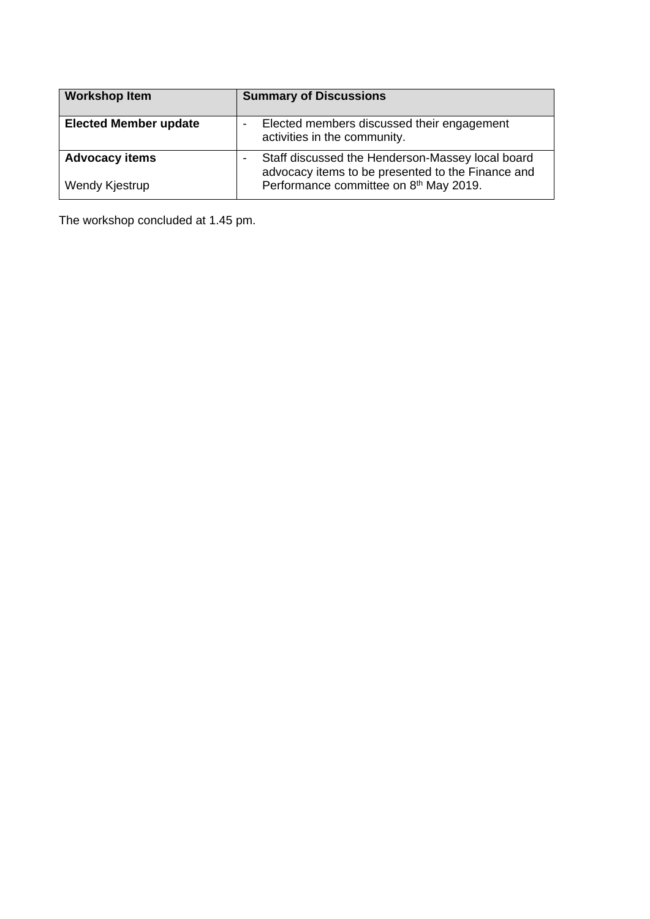| **Workshop Item** | **Summary of Discussions** |
| --- | --- |
| **Elected Member update** | - Elected members discussed their engagement activities in the community. |
| **Advocacy items**<br><br>Wendy Kjestrup | - Staff discussed the Henderson-Massey local board advocacy items to be presented to the Finance and Performance committee on 8th May 2019. |

The workshop concluded at 1.45 pm.